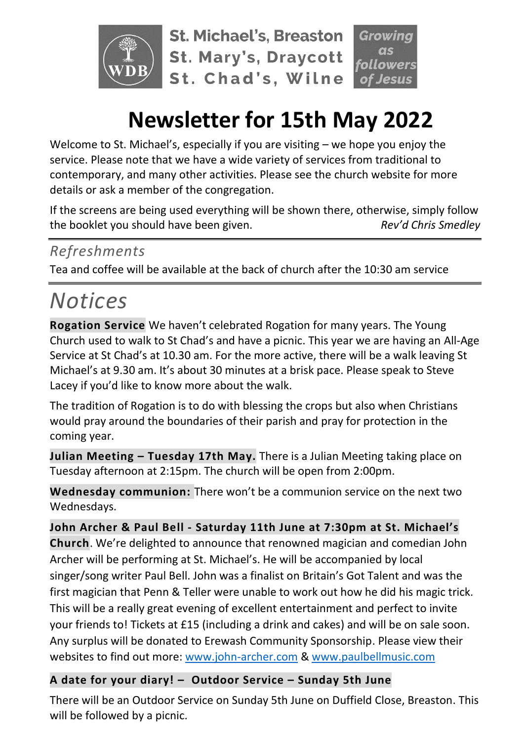St. Michael's, Breaston
St. Mary's, Draycott
St. Chad's, Wilne

Growing as followers of Jesus

# Newsletter for 15th May 2022

Welcome to St. Michael's, especially if you are visiting – we hope you enjoy the service. Please note that we have a wide variety of services from traditional to contemporary, and many other activities. Please see the church website for more details or ask a member of the congregation.

If the screens are being used everything will be shown there, otherwise, simply follow the booklet you should have been given. *Rev'd Chris Smedley*

## *Refreshments*

Tea and coffee will be available at the back of church after the 10:30 am service

# *Notices*

**Rogation Service** We haven't celebrated Rogation for many years. The Young Church used to walk to St Chad's and have a picnic. This year we are having an All-Age Service at St Chad's at 10.30 am. For the more active, there will be a walk leaving St Michael's at 9.30 am. It's about 30 minutes at a brisk pace. Please speak to Steve Lacey if you'd like to know more about the walk.

The tradition of Rogation is to do with blessing the crops but also when Christians would pray around the boundaries of their parish and pray for protection in the coming year.

**Julian Meeting – Tuesday 17th May.** There is a Julian Meeting taking place on Tuesday afternoon at 2:15pm. The church will be open from 2:00pm.

**Wednesday communion:** There won't be a communion service on the next two Wednesdays.

**John Archer & Paul Bell - Saturday 11th June at 7:30pm at St. Michael's Church**. We're delighted to announce that renowned magician and comedian John Archer will be performing at St. Michael's. He will be accompanied by local singer/song writer Paul Bell. John was a finalist on Britain's Got Talent and was the first magician that Penn & Teller were unable to work out how he did his magic trick. This will be a really great evening of excellent entertainment and perfect to invite your friends to! Tickets at £15 (including a drink and cakes) and will be on sale soon. Any surplus will be donated to Erewash Community Sponsorship. Please view their websites to find out more: www.john-archer.com & www.paulbellmusic.com

**A date for your diary! – Outdoor Service – Sunday 5th June**

There will be an Outdoor Service on Sunday 5th June on Duffield Close, Breaston. This will be followed by a picnic.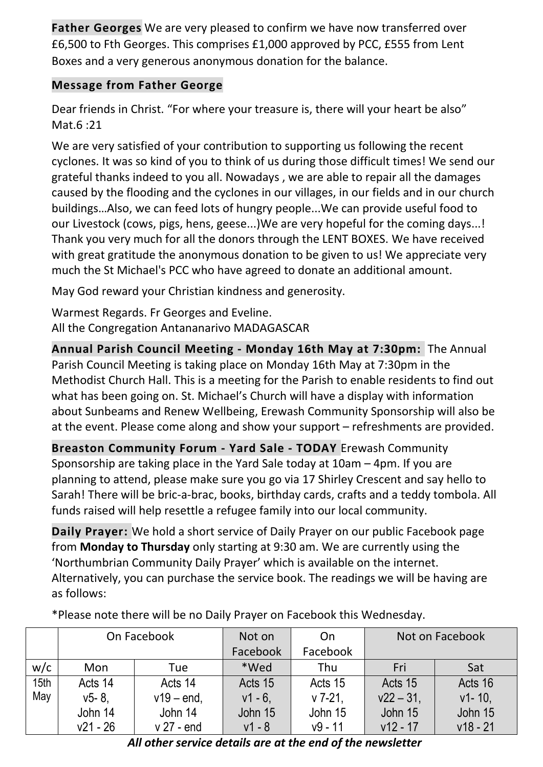**Father Georges** We are very pleased to confirm we have now transferred over £6,500 to Fth Georges. This comprises £1,000 approved by PCC, £555 from Lent Boxes and a very generous anonymous donation for the balance.

**Message from Father George**

Dear friends in Christ. "For where your treasure is, there will your heart be also" Mat.6 :21

We are very satisfied of your contribution to supporting us following the recent cyclones. It was so kind of you to think of us during those difficult times! We send our grateful thanks indeed to you all. Nowadays , we are able to repair all the damages caused by the flooding and the cyclones in our villages, in our fields and in our church buildings…Also, we can feed lots of hungry people...We can provide useful food to our Livestock (cows, pigs, hens, geese...)We are very hopeful for the coming days...! Thank you very much for all the donors through the LENT BOXES. We have received with great gratitude the anonymous donation to be given to us! We appreciate very much the St Michael's PCC who have agreed to donate an additional amount.

May God reward your Christian kindness and generosity.

Warmest Regards. Fr Georges and Eveline.
All the Congregation Antananarivo MADAGASCAR

**Annual Parish Council Meeting - Monday 16th May at 7:30pm:** The Annual Parish Council Meeting is taking place on Monday 16th May at 7:30pm in the Methodist Church Hall. This is a meeting for the Parish to enable residents to find out what has been going on. St. Michael's Church will have a display with information about Sunbeams and Renew Wellbeing, Erewash Community Sponsorship will also be at the event. Please come along and show your support – refreshments are provided.

**Breaston Community Forum - Yard Sale - TODAY** Erewash Community Sponsorship are taking place in the Yard Sale today at 10am – 4pm. If you are planning to attend, please make sure you go via 17 Shirley Crescent and say hello to Sarah! There will be bric-a-brac, books, birthday cards, crafts and a teddy tombola. All funds raised will help resettle a refugee family into our local community.

**Daily Prayer:** We hold a short service of Daily Prayer on our public Facebook page from **Monday to Thursday** only starting at 9:30 am. We are currently using the 'Northumbrian Community Daily Prayer' which is available on the internet. Alternatively, you can purchase the service book. The readings we will be having are as follows:

*Please note there will be no Daily Prayer on Facebook this Wednesday.

| | On Facebook | | Not on Facebook | On Facebook | Not on Facebook | |
|---|---|---|---|---|---|---|
| w/c | Mon | Tue | *Wed | Thu | Fri | Sat |
| 15th May | Acts 14 v5- 8, John 14 v21 - 26 | Acts 14 v19 – end, John 14 v 27 - end | Acts 15 v1 - 6, John 15 v1 - 8 | Acts 15 v 7-21, John 15 v9 - 11 | Acts 15 v22 – 31, John 15 v12 - 17 | Acts 16 v1- 10, John 15 v18 - 21 |

***All other service details are at the end of the newsletter***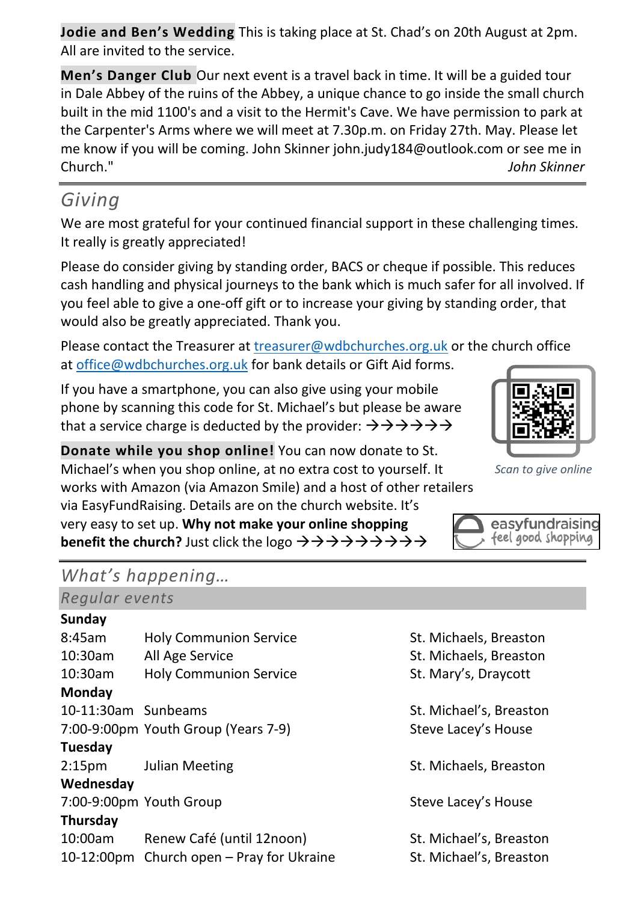**Jodie and Ben's Wedding** This is taking place at St. Chad's on 20th August at 2pm. All are invited to the service.

**Men's Danger Club** Our next event is a travel back in time. It will be a guided tour in Dale Abbey of the ruins of the Abbey, a unique chance to go inside the small church built in the mid 1100's and a visit to the Hermit's Cave. We have permission to park at the Carpenter's Arms where we will meet at 7.30p.m. on Friday 27th. May. Please let me know if you will be coming. John Skinner john.judy184@outlook.com or see me in Church."

*John Skinner*

## Giving

We are most grateful for your continued financial support in these challenging times. It really is greatly appreciated!

Please do consider giving by standing order, BACS or cheque if possible. This reduces cash handling and physical journeys to the bank which is much safer for all involved. If you feel able to give a one-off gift or to increase your giving by standing order, that would also be greatly appreciated. Thank you.

Please contact the Treasurer at treasurer@wdbchurches.org.uk or the church office at office@wdbchurches.org.uk for bank details or Gift Aid forms.

If you have a smartphone, you can also give using your mobile phone by scanning this code for St. Michael's but please be aware that a service charge is deducted by the provider: →→→→→→

*Scan to give online*

**Donate while you shop online!** You can now donate to St. Michael's when you shop online, at no extra cost to yourself. It works with Amazon (via Amazon Smile) and a host of other retailers via EasyFundRaising. Details are on the church website. It's very easy to set up. **Why not make your online shopping benefit the church?** Just click the logo →→→→→→→→→

easyfundraising feel good shopping

## What's happening…

### Regular events

| | | |
|---|---|---|
| **Sunday** | | |
| 8:45am | Holy Communion Service | St. Michaels, Breaston |
| 10:30am | All Age Service | St. Michaels, Breaston |
| 10:30am | Holy Communion Service | St. Mary's, Draycott |
| **Monday** | | |
| 10-11:30am | Sunbeams | St. Michael's, Breaston |
| 7:00-9:00pm | Youth Group (Years 7-9) | Steve Lacey's House |
| **Tuesday** | | |
| 2:15pm | Julian Meeting | St. Michaels, Breaston |
| **Wednesday** | | |
| 7:00-9:00pm | Youth Group | Steve Lacey's House |
| **Thursday** | | |
| 10:00am | Renew Café (until 12noon) | St. Michael's, Breaston |
| 10-12:00pm | Church open – Pray for Ukraine | St. Michael's, Breaston |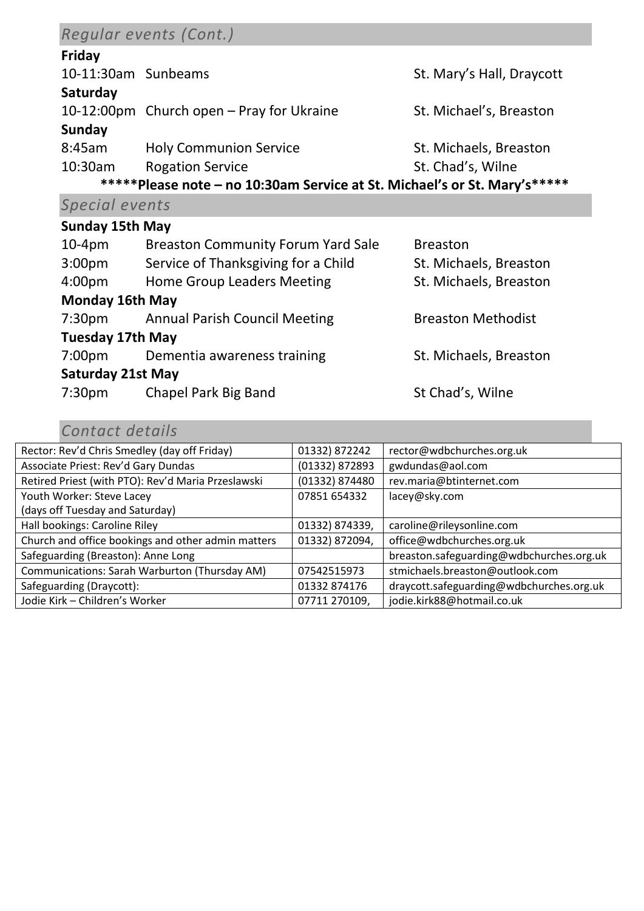## *Regular events (Cont.)*

**Friday**

| | | |
|---|---|---|
| 10-11:30am | Sunbeams | St. Mary's Hall, Draycott |

**Saturday**

| | | |
|---|---|---|
| 10-12:00pm | Church open – Pray for Ukraine | St. Michael's, Breaston |

**Sunday**

| | | |
|---|---|---|
| 8:45am | Holy Communion Service | St. Michaels, Breaston |
| 10:30am | Rogation Service | St. Chad's, Wilne |

**\*\*\*\*\*Please note – no 10:30am Service at St. Michael's or St. Mary's\*\*\*\*\***

## *Special events*

**Sunday 15th May**

| | | |
|---|---|---|
| 10-4pm | Breaston Community Forum Yard Sale | Breaston |
| 3:00pm | Service of Thanksgiving for a Child | St. Michaels, Breaston |
| 4:00pm | Home Group Leaders Meeting | St. Michaels, Breaston |

**Monday 16th May**

| | | |
|---|---|---|
| 7:30pm | Annual Parish Council Meeting | Breaston Methodist |

**Tuesday 17th May**

| | | |
|---|---|---|
| 7:00pm | Dementia awareness training | St. Michaels, Breaston |

**Saturday 21st May**

| | | |
|---|---|---|
| 7:30pm | Chapel Park Big Band | St Chad's, Wilne |

## *Contact details*

| | | |
|---|---|---|
| Rector: Rev'd Chris Smedley (day off Friday) | 01332) 872242 | rector@wdbchurches.org.uk |
| Associate Priest: Rev'd Gary Dundas | (01332) 872893 | gwdundas@aol.com |
| Retired Priest (with PTO): Rev'd Maria Przeslawski | (01332) 874480 | rev.maria@btinternet.com |
| Youth Worker: Steve Lacey (days off Tuesday and Saturday) | 07851 654332 | lacey@sky.com |
| Hall bookings: Caroline Riley | 01332) 874339, | caroline@rileysonline.com |
| Church and office bookings and other admin matters | 01332) 872094, | office@wdbchurches.org.uk |
| Safeguarding (Breaston): Anne Long | | breaston.safeguarding@wdbchurches.org.uk |
| Communications: Sarah Warburton (Thursday AM) | 07542515973 | stmichaels.breaston@outlook.com |
| Safeguarding (Draycott): | 01332 874176 | draycott.safeguarding@wdbchurches.org.uk |
| Jodie Kirk – Children's Worker | 07711 270109, | jodie.kirk88@hotmail.co.uk |